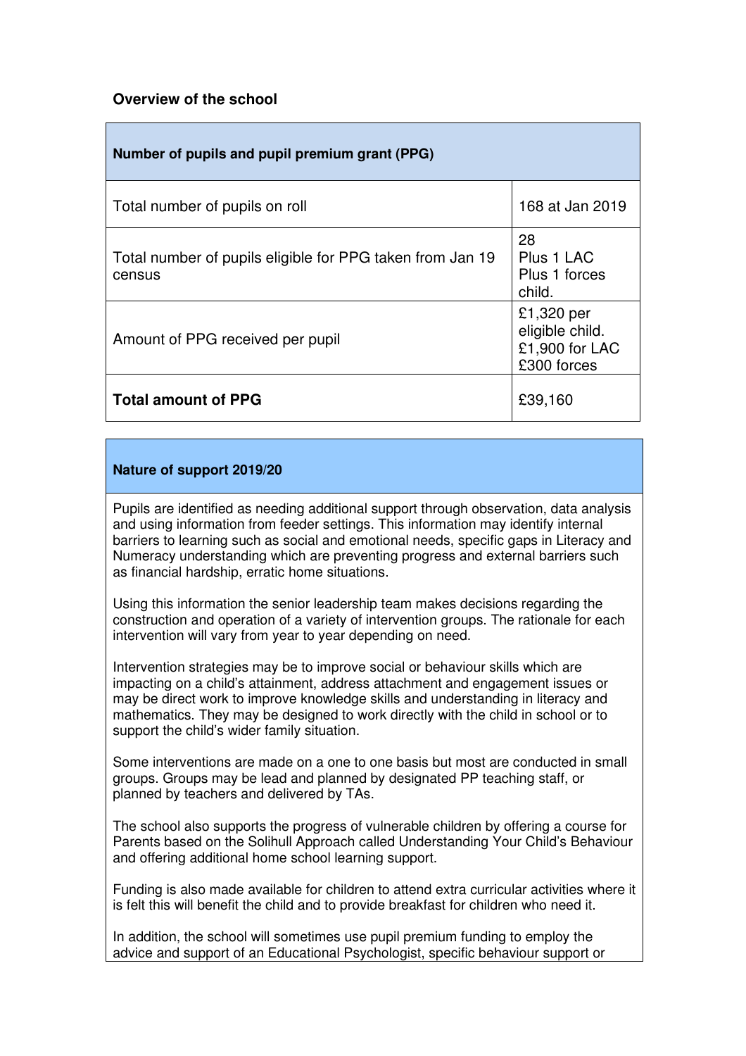### Overview of the school

| **Number of pupils and pupil premium grant (PPG)** | |
|---|---|
| Total number of pupils on roll | 168 at Jan 2019 |
| Total number of pupils eligible for PPG taken from Jan 19 census | 28<br>Plus 1 LAC<br>Plus 1 forces child. |
| Amount of PPG received per pupil | £1,320 per eligible child.<br>£1,900 for LAC<br>£300 forces |
| **Total amount of PPG** | £39,160 |

| **Nature of support 2019/20** |
|---|
| Pupils are identified as needing additional support through observation, data analysis and using information from feeder settings. This information may identify internal barriers to learning such as social and emotional needs, specific gaps in Literacy and Numeracy understanding which are preventing progress and external barriers such as financial hardship, erratic home situations.<br><br>Using this information the senior leadership team makes decisions regarding the construction and operation of a variety of intervention groups. The rationale for each intervention will vary from year to year depending on need.<br><br>Intervention strategies may be to improve social or behaviour skills which are impacting on a child's attainment, address attachment and engagement issues or may be direct work to improve knowledge skills and understanding in literacy and mathematics. They may be designed to work directly with the child in school or to support the child's wider family situation.<br><br>Some interventions are made on a one to one basis but most are conducted in small groups. Groups may be lead and planned by designated PP teaching staff, or planned by teachers and delivered by TAs.<br><br>The school also supports the progress of vulnerable children by offering a course for Parents based on the Solihull Approach called Understanding Your Child's Behaviour and offering additional home school learning support.<br><br>Funding is also made available for children to attend extra curricular activities where it is felt this will benefit the child and to provide breakfast for children who need it.<br><br>In addition, the school will sometimes use pupil premium funding to employ the advice and support of an Educational Psychologist, specific behaviour support or |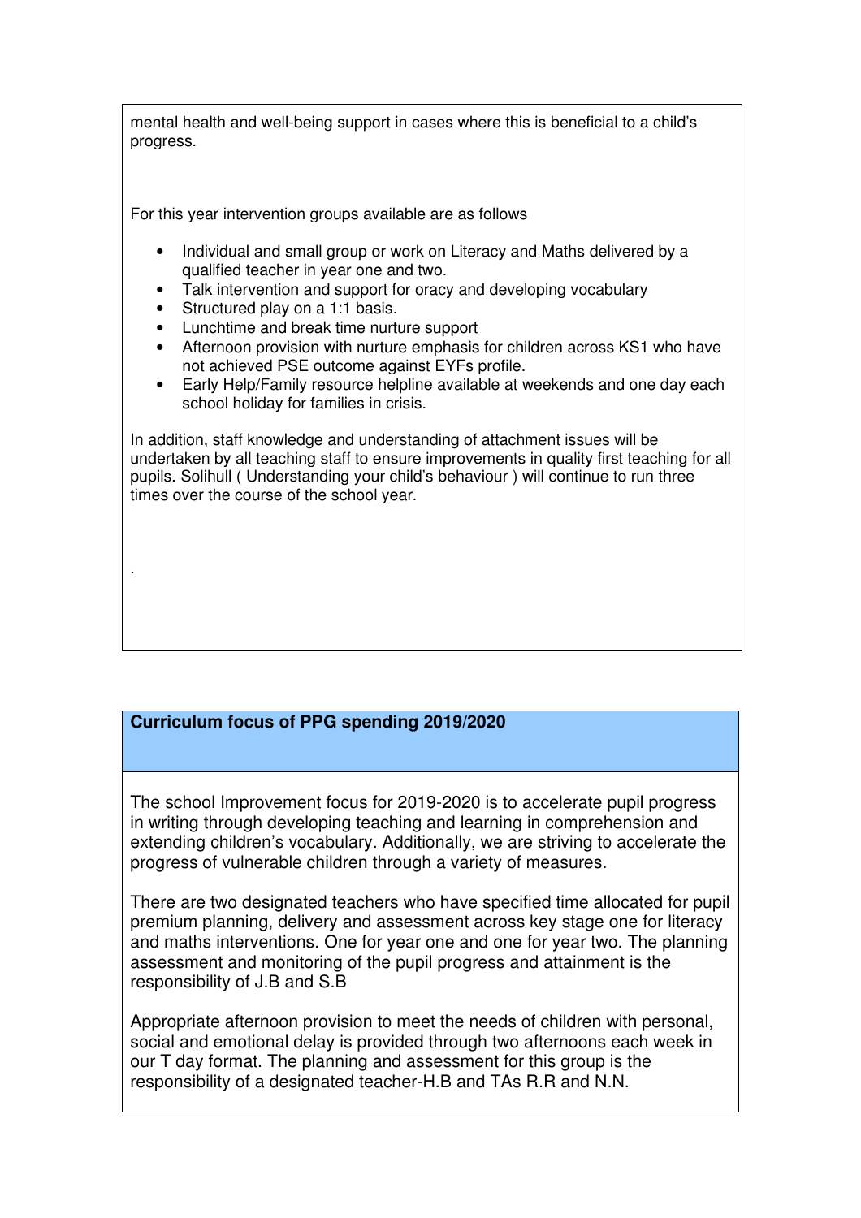mental health and well-being support in cases where this is beneficial to a child's progress.

For this year intervention groups available are as follows

- Individual and small group or work on Literacy and Maths delivered by a qualified teacher in year one and two.
- Talk intervention and support for oracy and developing vocabulary
- Structured play on a 1:1 basis.
- Lunchtime and break time nurture support
- Afternoon provision with nurture emphasis for children across KS1 who have not achieved PSE outcome against EYFs profile.
- Early Help/Family resource helpline available at weekends and one day each school holiday for families in crisis.

In addition, staff knowledge and understanding of attachment issues will be undertaken by all teaching staff to ensure improvements in quality first teaching for all pupils. Solihull ( Understanding your child's behaviour ) will continue to run three times over the course of the school year.

.

## Curriculum focus of PPG spending 2019/2020

The school Improvement focus for 2019-2020 is to accelerate pupil progress in writing through developing teaching and learning in comprehension and extending children's vocabulary. Additionally, we are striving to accelerate the progress of vulnerable children through a variety of measures.

There are two designated teachers who have specified time allocated for pupil premium planning, delivery and assessment across key stage one for literacy and maths interventions. One for year one and one for year two. The planning assessment and monitoring of the pupil progress and attainment is the responsibility of J.B and S.B

Appropriate afternoon provision to meet the needs of children with personal, social and emotional delay is provided through two afternoons each week in our T day format. The planning and assessment for this group is the responsibility of a designated teacher-H.B and TAs R.R and N.N.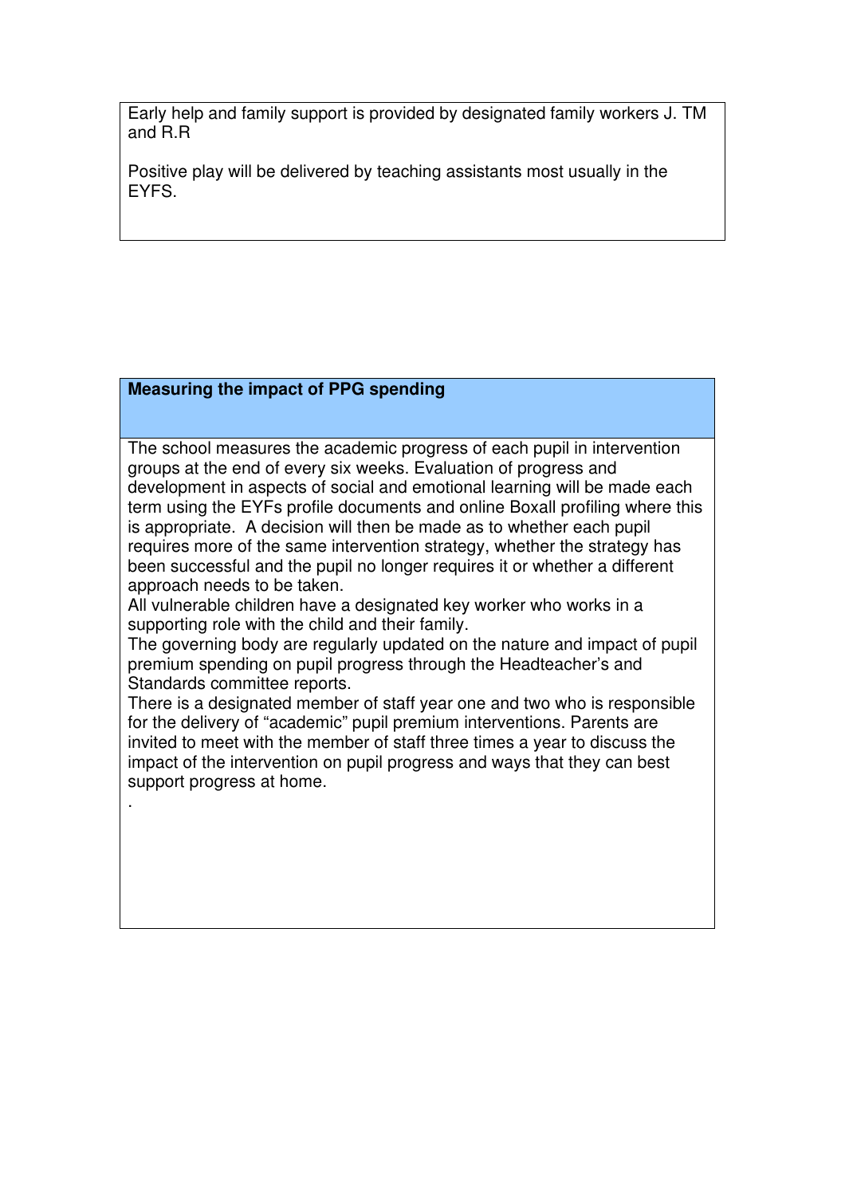Early help and family support is provided by designated family workers J. TM and R.R

Positive play will be delivered by teaching assistants most usually in the EYFS.

## Measuring the impact of PPG spending

The school measures the academic progress of each pupil in intervention groups at the end of every six weeks. Evaluation of progress and development in aspects of social and emotional learning will be made each term using the EYFs profile documents and online Boxall profiling where this is appropriate. A decision will then be made as to whether each pupil requires more of the same intervention strategy, whether the strategy has been successful and the pupil no longer requires it or whether a different approach needs to be taken.

All vulnerable children have a designated key worker who works in a supporting role with the child and their family.

The governing body are regularly updated on the nature and impact of pupil premium spending on pupil progress through the Headteacher's and Standards committee reports.

There is a designated member of staff year one and two who is responsible for the delivery of "academic" pupil premium interventions. Parents are invited to meet with the member of staff three times a year to discuss the impact of the intervention on pupil progress and ways that they can best support progress at home.

.